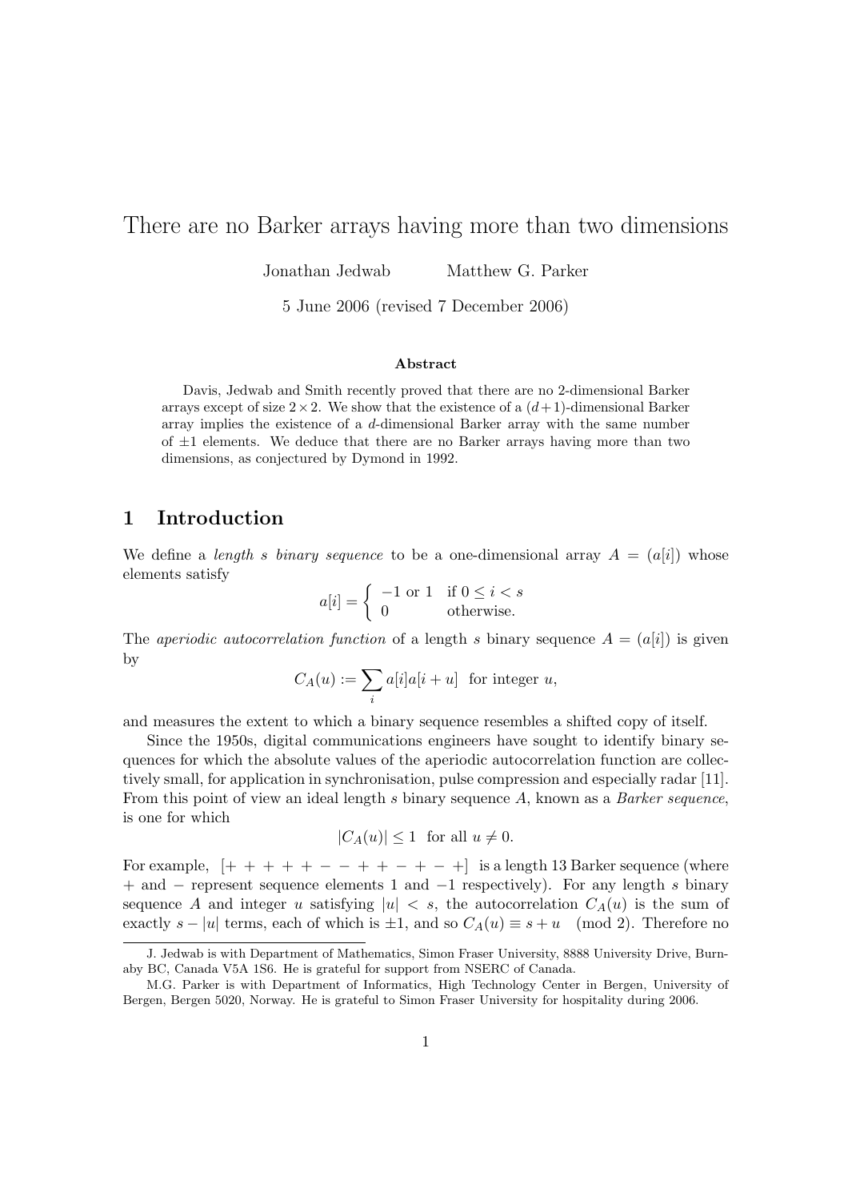# There are no Barker arrays having more than two dimensions

Jonathan Jedwab    Matthew G. Parker

5 June 2006 (revised 7 December 2006)

### Abstract

Davis, Jedwab and Smith recently proved that there are no 2-dimensional Barker arrays except of size $2 \times 2$. We show that the existence of a $(d+1)$-dimensional Barker array implies the existence of a $d$-dimensional Barker array with the same number of $\pm 1$ elements. We deduce that there are no Barker arrays having more than two dimensions, as conjectured by Dymond in 1992.

## 1 Introduction

We define a *length s binary sequence* to be a one-dimensional array $A = (a[i])$ whose elements satisfy

$$a[i] = \begin{cases} -1 \text{ or } 1 & \text{if } 0 \le i < s \\ 0 & \text{otherwise.} \end{cases}$$

The *aperiodic autocorrelation function* of a length $s$ binary sequence $A = (a[i])$ is given by

$$C_A(u) := \sum_i a[i]a[i+u] \quad \text{for integer } u,$$

and measures the extent to which a binary sequence resembles a shifted copy of itself.

Since the 1950s, digital communications engineers have sought to identify binary sequences for which the absolute values of the aperiodic autocorrelation function are collectively small, for application in synchronisation, pulse compression and especially radar [11]. From this point of view an ideal length $s$ binary sequence $A$, known as a *Barker sequence*, is one for which

$$|C_A(u)| \le 1 \quad \text{for all } u \ne 0.$$

For example, $[+ + + + + - - + + - + - +]$ is a length 13 Barker sequence (where $+$ and $-$ represent sequence elements 1 and $-1$ respectively). For any length $s$ binary sequence $A$ and integer $u$ satisfying $|u| < s$, the autocorrelation $C_A(u)$ is the sum of exactly $s - |u|$ terms, each of which is $\pm 1$, and so $C_A(u) \equiv s + u \pmod 2$. Therefore no

J. Jedwab is with Department of Mathematics, Simon Fraser University, 8888 University Drive, Burnaby BC, Canada V5A 1S6. He is grateful for support from NSERC of Canada.

M.G. Parker is with Department of Informatics, High Technology Center in Bergen, University of Bergen, Bergen 5020, Norway. He is grateful to Simon Fraser University for hospitality during 2006.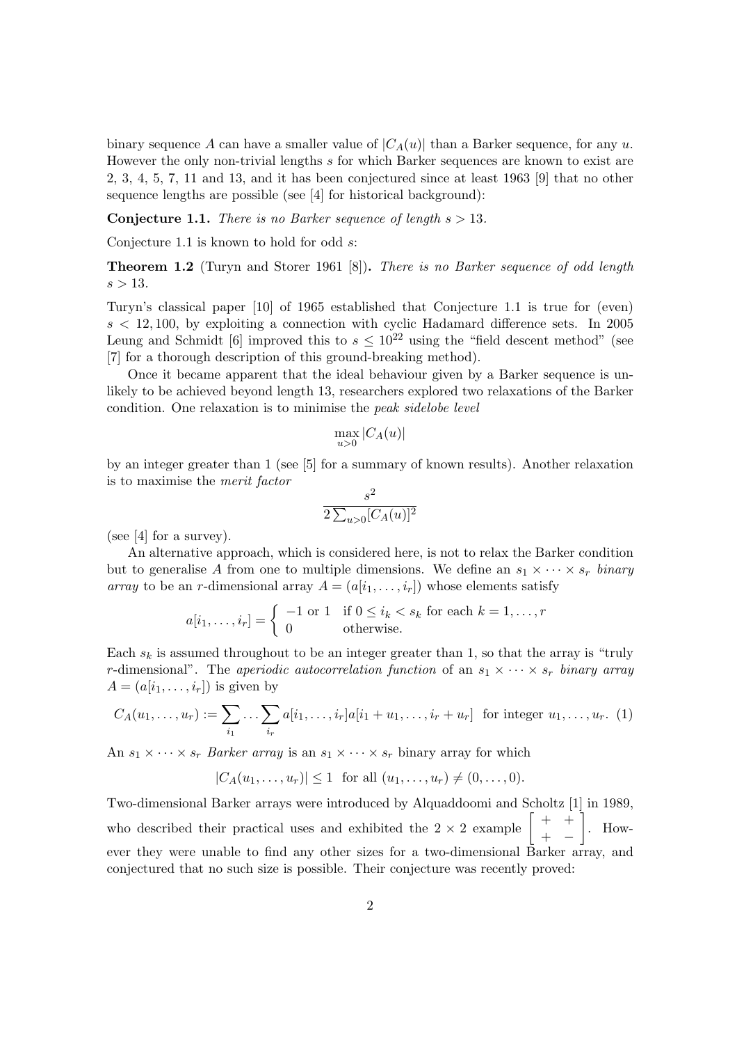binary sequence $A$ can have a smaller value of $|C_A(u)|$ than a Barker sequence, for any $u$. However the only non-trivial lengths $s$ for which Barker sequences are known to exist are 2, 3, 4, 5, 7, 11 and 13, and it has been conjectured since at least 1963 [9] that no other sequence lengths are possible (see [4] for historical background):

**Conjecture 1.1.** *There is no Barker sequence of length $s > 13$.*

Conjecture 1.1 is known to hold for odd $s$:

**Theorem 1.2** (Turyn and Storer 1961 [8])**.** *There is no Barker sequence of odd length $s > 13$.*

Turyn's classical paper [10] of 1965 established that Conjecture 1.1 is true for (even) $s < 12,100$, by exploiting a connection with cyclic Hadamard difference sets. In 2005 Leung and Schmidt [6] improved this to $s \leq 10^{22}$ using the "field descent method" (see [7] for a thorough description of this ground-breaking method).

Once it became apparent that the ideal behaviour given by a Barker sequence is unlikely to be achieved beyond length 13, researchers explored two relaxations of the Barker condition. One relaxation is to minimise the *peak sidelobe level*

$$\max_{u>0} |C_A(u)|$$

by an integer greater than 1 (see [5] for a summary of known results). Another relaxation is to maximise the *merit factor*

$$\frac{s^2}{2\sum_{u>0}[C_A(u)]^2}$$

(see [4] for a survey).

An alternative approach, which is considered here, is not to relax the Barker condition but to generalise $A$ from one to multiple dimensions. We define an $s_1 \times \cdots \times s_r$ *binary array* to be an $r$-dimensional array $A = (a[i_1, \ldots, i_r])$ whose elements satisfy

$$a[i_1, \ldots, i_r] = \begin{cases} -1 \text{ or } 1 & \text{if } 0 \leq i_k < s_k \text{ for each } k = 1, \ldots, r \\ 0 & \text{otherwise.} \end{cases}$$

Each $s_k$ is assumed throughout to be an integer greater than 1, so that the array is "truly $r$-dimensional". The *aperiodic autocorrelation function* of an $s_1 \times \cdots \times s_r$ *binary array* $A = (a[i_1, \ldots, i_r])$ is given by

$$C_A(u_1, \ldots, u_r) := \sum_{i_1} \ldots \sum_{i_r} a[i_1, \ldots, i_r] a[i_1 + u_1, \ldots, i_r + u_r] \quad \text{for integer } u_1, \ldots, u_r. \quad (1)$$

An $s_1 \times \cdots \times s_r$ *Barker array* is an $s_1 \times \cdots \times s_r$ binary array for which

$$|C_A(u_1, \ldots, u_r)| \leq 1 \quad \text{for all } (u_1, \ldots, u_r) \neq (0, \ldots, 0).$$

Two-dimensional Barker arrays were introduced by Alquaddoomi and Scholtz [1] in 1989, who described their practical uses and exhibited the $2 \times 2$ example $\begin{bmatrix} + & + \\ + & - \end{bmatrix}$. However they were unable to find any other sizes for a two-dimensional Barker array, and conjectured that no such size is possible. Their conjecture was recently proved: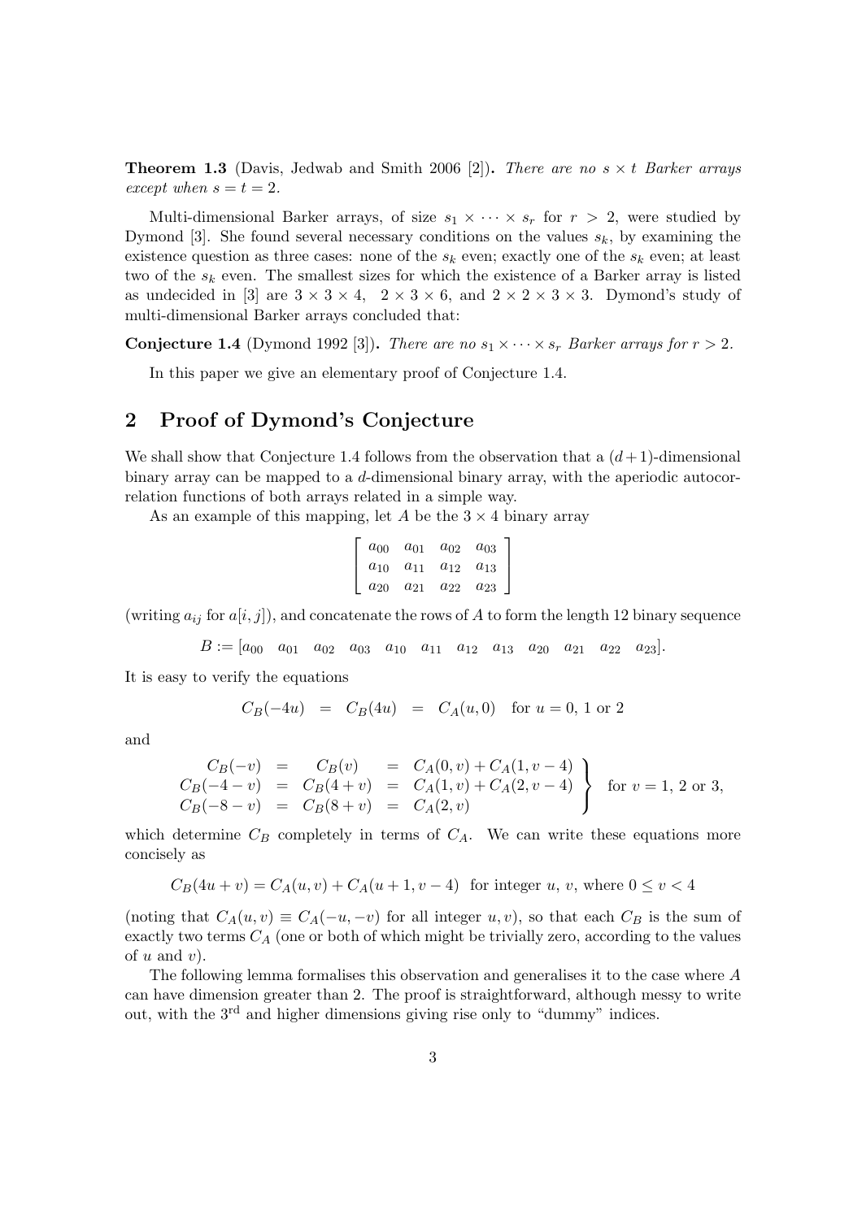**Theorem 1.3** (Davis, Jedwab and Smith 2006 [2])**.** *There are no $s \times t$ Barker arrays except when $s = t = 2$.*

Multi-dimensional Barker arrays, of size $s_1 \times \cdots \times s_r$ for $r > 2$, were studied by Dymond [3]. She found several necessary conditions on the values $s_k$, by examining the existence question as three cases: none of the $s_k$ even; exactly one of the $s_k$ even; at least two of the $s_k$ even. The smallest sizes for which the existence of a Barker array is listed as undecided in [3] are $3 \times 3 \times 4$, $2 \times 3 \times 6$, and $2 \times 2 \times 3 \times 3$. Dymond's study of multi-dimensional Barker arrays concluded that:

**Conjecture 1.4** (Dymond 1992 [3])**.** *There are no $s_1 \times \cdots \times s_r$ Barker arrays for $r > 2$.*

In this paper we give an elementary proof of Conjecture 1.4.

## 2 Proof of Dymond's Conjecture

We shall show that Conjecture 1.4 follows from the observation that a $(d+1)$-dimensional binary array can be mapped to a $d$-dimensional binary array, with the aperiodic autocorrelation functions of both arrays related in a simple way.

As an example of this mapping, let $A$ be the $3 \times 4$ binary array

$$\begin{bmatrix} a_{00} & a_{01} & a_{02} & a_{03} \\ a_{10} & a_{11} & a_{12} & a_{13} \\ a_{20} & a_{21} & a_{22} & a_{23} \end{bmatrix}$$

(writing $a_{ij}$ for $a[i,j]$), and concatenate the rows of $A$ to form the length 12 binary sequence

$$B := [a_{00} \quad a_{01} \quad a_{02} \quad a_{03} \quad a_{10} \quad a_{11} \quad a_{12} \quad a_{13} \quad a_{20} \quad a_{21} \quad a_{22} \quad a_{23}].$$

It is easy to verify the equations

$$C_B(-4u) \quad = \quad C_B(4u) \quad = \quad C_A(u,0) \quad \text{for } u = 0,\ 1 \text{ or } 2$$

and

$$\left.\begin{array}{rcccl} C_B(-v) & = & C_B(v) & = & C_A(0,v) + C_A(1,v-4) \\ C_B(-4-v) & = & C_B(4+v) & = & C_A(1,v) + C_A(2,v-4) \\ C_B(-8-v) & = & C_B(8+v) & = & C_A(2,v) \end{array}\right\} \quad \text{for } v = 1,\ 2 \text{ or } 3,$$

which determine $C_B$ completely in terms of $C_A$. We can write these equations more concisely as

$$C_B(4u+v) = C_A(u,v) + C_A(u+1, v-4) \quad \text{for integer } u,\ v, \text{ where } 0 \le v < 4$$

(noting that $C_A(u,v) \equiv C_A(-u,-v)$ for all integer $u, v$), so that each $C_B$ is the sum of exactly two terms $C_A$ (one or both of which might be trivially zero, according to the values of $u$ and $v$).

The following lemma formalises this observation and generalises it to the case where $A$ can have dimension greater than 2. The proof is straightforward, although messy to write out, with the $3^{\text{rd}}$ and higher dimensions giving rise only to "dummy" indices.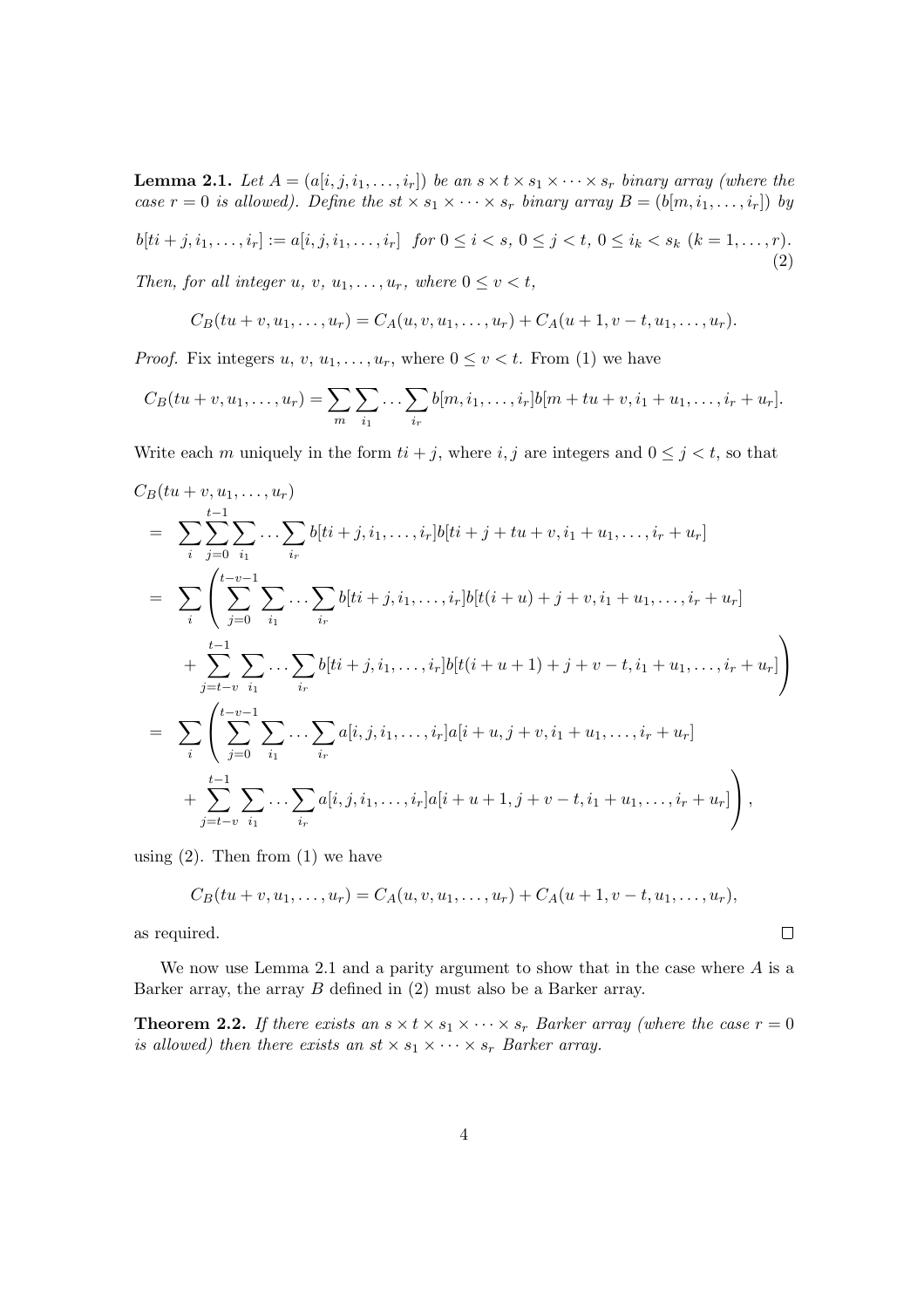**Lemma 2.1.** *Let $A = (a[i, j, i_1, \ldots, i_r])$ be an $s \times t \times s_1 \times \cdots \times s_r$ binary array (where the case $r = 0$ is allowed). Define the $st \times s_1 \times \cdots \times s_r$ binary array $B = (b[m, i_1, \ldots, i_r])$ by*

$$b[ti + j, i_1, \ldots, i_r] := a[i, j, i_1, \ldots, i_r] \quad \text{for } 0 \le i < s,\ 0 \le j < t,\ 0 \le i_k < s_k\ (k = 1, \ldots, r). \tag{2}$$

*Then, for all integer $u$, $v$, $u_1, \ldots, u_r$, where $0 \le v < t$,*

$$C_B(tu + v, u_1, \ldots, u_r) = C_A(u, v, u_1, \ldots, u_r) + C_A(u + 1, v - t, u_1, \ldots, u_r).$$

*Proof.* Fix integers $u$, $v$, $u_1, \ldots, u_r$, where $0 \le v < t$. From (1) we have

$$C_B(tu + v, u_1, \ldots, u_r) = \sum_m \sum_{i_1} \cdots \sum_{i_r} b[m, i_1, \ldots, i_r] b[m + tu + v, i_1 + u_1, \ldots, i_r + u_r].$$

Write each $m$ uniquely in the form $ti + j$, where $i, j$ are integers and $0 \le j < t$, so that

$$\begin{aligned}
&C_B(tu + v, u_1, \ldots, u_r) \\
&= \sum_i \sum_{j=0}^{t-1} \sum_{i_1} \cdots \sum_{i_r} b[ti + j, i_1, \ldots, i_r] b[ti + j + tu + v, i_1 + u_1, \ldots, i_r + u_r] \\
&= \sum_i \Bigg( \sum_{j=0}^{t-v-1} \sum_{i_1} \cdots \sum_{i_r} b[ti + j, i_1, \ldots, i_r] b[t(i + u) + j + v, i_1 + u_1, \ldots, i_r + u_r] \\
&\quad + \sum_{j=t-v}^{t-1} \sum_{i_1} \cdots \sum_{i_r} b[ti + j, i_1, \ldots, i_r] b[t(i + u + 1) + j + v - t, i_1 + u_1, \ldots, i_r + u_r] \Bigg) \\
&= \sum_i \Bigg( \sum_{j=0}^{t-v-1} \sum_{i_1} \cdots \sum_{i_r} a[i, j, i_1, \ldots, i_r] a[i + u, j + v, i_1 + u_1, \ldots, i_r + u_r] \\
&\quad + \sum_{j=t-v}^{t-1} \sum_{i_1} \cdots \sum_{i_r} a[i, j, i_1, \ldots, i_r] a[i + u + 1, j + v - t, i_1 + u_1, \ldots, i_r + u_r] \Bigg),
\end{aligned}$$

using (2). Then from (1) we have

$$C_B(tu + v, u_1, \ldots, u_r) = C_A(u, v, u_1, \ldots, u_r) + C_A(u + 1, v - t, u_1, \ldots, u_r),$$

as required. $\square$

We now use Lemma 2.1 and a parity argument to show that in the case where $A$ is a Barker array, the array $B$ defined in (2) must also be a Barker array.

**Theorem 2.2.** *If there exists an $s \times t \times s_1 \times \cdots \times s_r$ Barker array (where the case $r = 0$ is allowed) then there exists an $st \times s_1 \times \cdots \times s_r$ Barker array.*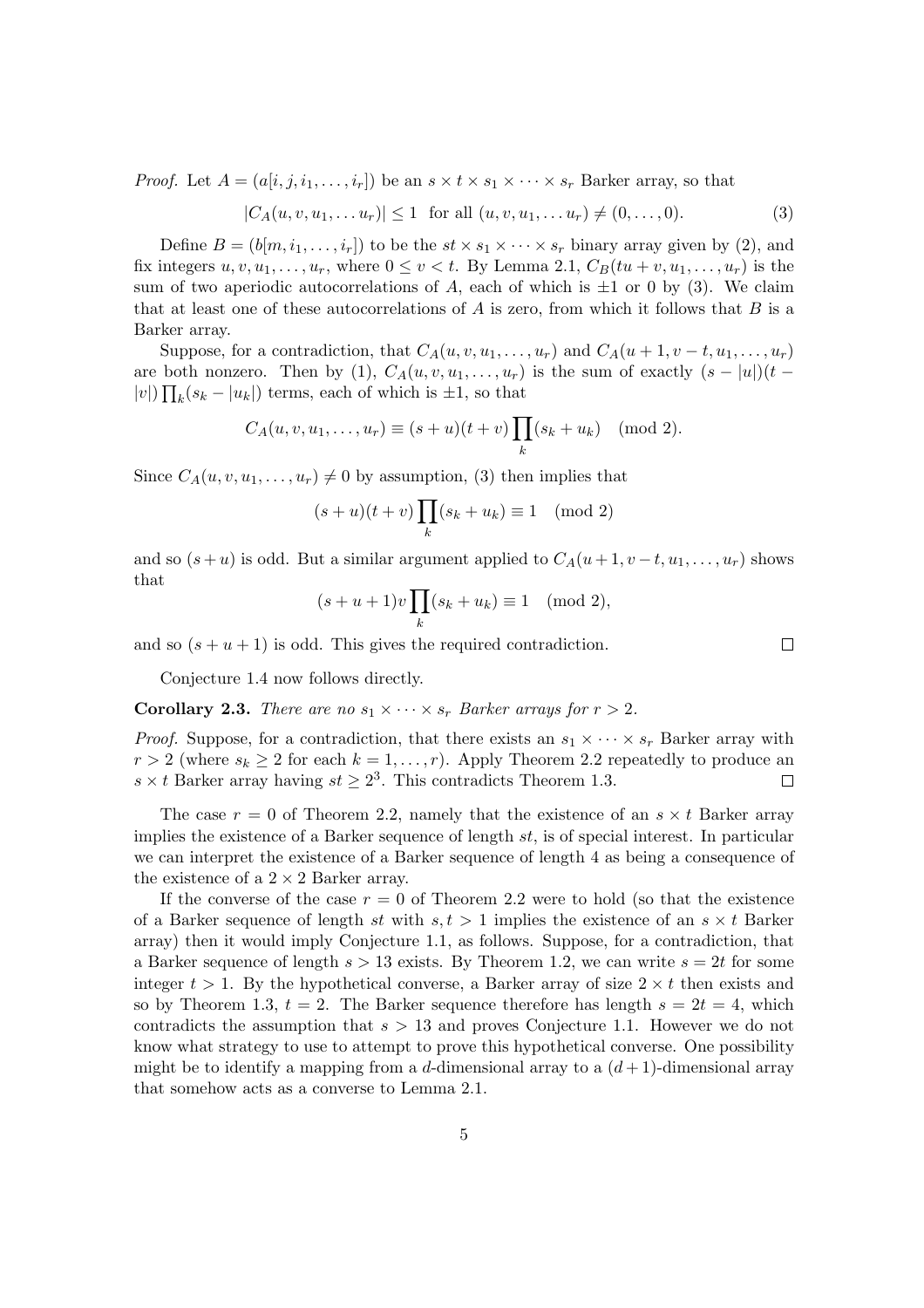*Proof.* Let $A = (a[i, j, i_1, \ldots, i_r])$ be an $s \times t \times s_1 \times \cdots \times s_r$ Barker array, so that

$$|C_A(u, v, u_1, \ldots u_r)| \leq 1 \text{ for all } (u, v, u_1, \ldots u_r) \neq (0, \ldots, 0). \tag{3}$$

Define $B = (b[m, i_1, \ldots, i_r])$ to be the $st \times s_1 \times \cdots \times s_r$ binary array given by (2), and fix integers $u, v, u_1, \ldots, u_r$, where $0 \leq v < t$. By Lemma 2.1, $C_B(tu + v, u_1, \ldots, u_r)$ is the sum of two aperiodic autocorrelations of $A$, each of which is $\pm 1$ or 0 by (3). We claim that at least one of these autocorrelations of $A$ is zero, from which it follows that $B$ is a Barker array.

Suppose, for a contradiction, that $C_A(u, v, u_1, \ldots, u_r)$ and $C_A(u + 1, v - t, u_1, \ldots, u_r)$ are both nonzero. Then by (1), $C_A(u, v, u_1, \ldots, u_r)$ is the sum of exactly $(s - |u|)(t - |v|) \prod_k (s_k - |u_k|)$ terms, each of which is $\pm 1$, so that

$$C_A(u, v, u_1, \ldots, u_r) \equiv (s + u)(t + v) \prod_k (s_k + u_k) \pmod 2.$$

Since $C_A(u, v, u_1, \ldots, u_r) \neq 0$ by assumption, (3) then implies that

$$(s + u)(t + v) \prod_k (s_k + u_k) \equiv 1 \pmod 2$$

and so $(s + u)$ is odd. But a similar argument applied to $C_A(u + 1, v - t, u_1, \ldots, u_r)$ shows that

$$(s + u + 1)v \prod_k (s_k + u_k) \equiv 1 \pmod 2,$$

and so $(s + u + 1)$ is odd. This gives the required contradiction. $\square$

Conjecture 1.4 now follows directly.

**Corollary 2.3.** *There are no $s_1 \times \cdots \times s_r$ Barker arrays for $r > 2$.*

*Proof.* Suppose, for a contradiction, that there exists an $s_1 \times \cdots \times s_r$ Barker array with $r > 2$ (where $s_k \geq 2$ for each $k = 1, \ldots, r$). Apply Theorem 2.2 repeatedly to produce an $s \times t$ Barker array having $st \geq 2^3$. This contradicts Theorem 1.3. $\square$

The case $r = 0$ of Theorem 2.2, namely that the existence of an $s \times t$ Barker array implies the existence of a Barker sequence of length $st$, is of special interest. In particular we can interpret the existence of a Barker sequence of length 4 as being a consequence of the existence of a $2 \times 2$ Barker array.

If the converse of the case $r = 0$ of Theorem 2.2 were to hold (so that the existence of a Barker sequence of length $st$ with $s, t > 1$ implies the existence of an $s \times t$ Barker array) then it would imply Conjecture 1.1, as follows. Suppose, for a contradiction, that a Barker sequence of length $s > 13$ exists. By Theorem 1.2, we can write $s = 2t$ for some integer $t > 1$. By the hypothetical converse, a Barker array of size $2 \times t$ then exists and so by Theorem 1.3, $t = 2$. The Barker sequence therefore has length $s = 2t = 4$, which contradicts the assumption that $s > 13$ and proves Conjecture 1.1. However we do not know what strategy to use to attempt to prove this hypothetical converse. One possibility might be to identify a mapping from a $d$-dimensional array to a $(d+1)$-dimensional array that somehow acts as a converse to Lemma 2.1.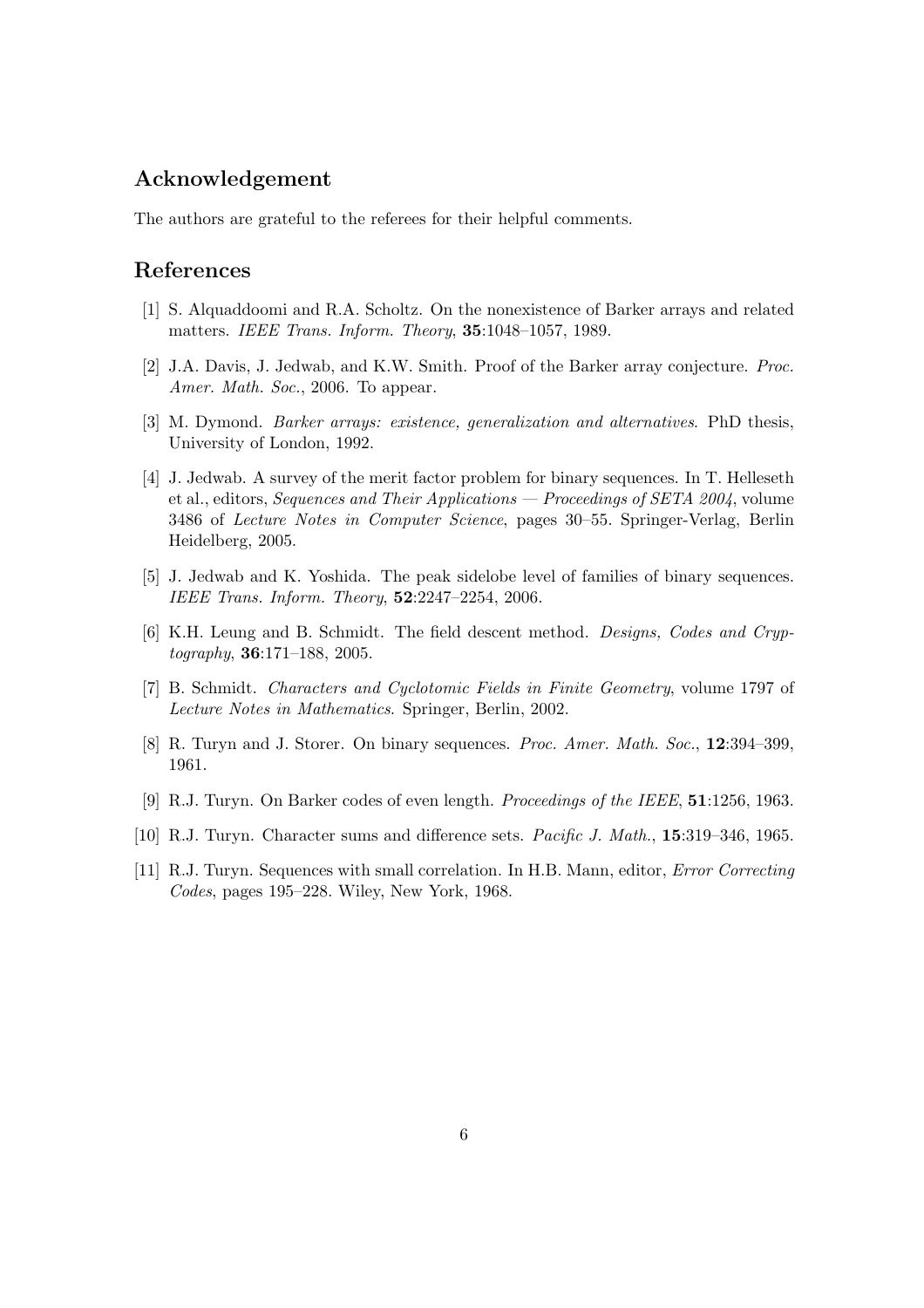## Acknowledgement

The authors are grateful to the referees for their helpful comments.

## References

[1] S. Alquaddoomi and R.A. Scholtz. On the nonexistence of Barker arrays and related matters. *IEEE Trans. Inform. Theory*, **35**:1048–1057, 1989.

[2] J.A. Davis, J. Jedwab, and K.W. Smith. Proof of the Barker array conjecture. *Proc. Amer. Math. Soc.*, 2006. To appear.

[3] M. Dymond. *Barker arrays: existence, generalization and alternatives*. PhD thesis, University of London, 1992.

[4] J. Jedwab. A survey of the merit factor problem for binary sequences. In T. Helleseth et al., editors, *Sequences and Their Applications — Proceedings of SETA 2004*, volume 3486 of *Lecture Notes in Computer Science*, pages 30–55. Springer-Verlag, Berlin Heidelberg, 2005.

[5] J. Jedwab and K. Yoshida. The peak sidelobe level of families of binary sequences. *IEEE Trans. Inform. Theory*, **52**:2247–2254, 2006.

[6] K.H. Leung and B. Schmidt. The field descent method. *Designs, Codes and Cryptography*, **36**:171–188, 2005.

[7] B. Schmidt. *Characters and Cyclotomic Fields in Finite Geometry*, volume 1797 of *Lecture Notes in Mathematics*. Springer, Berlin, 2002.

[8] R. Turyn and J. Storer. On binary sequences. *Proc. Amer. Math. Soc.*, **12**:394–399, 1961.

[9] R.J. Turyn. On Barker codes of even length. *Proceedings of the IEEE*, **51**:1256, 1963.

[10] R.J. Turyn. Character sums and difference sets. *Pacific J. Math.*, **15**:319–346, 1965.

[11] R.J. Turyn. Sequences with small correlation. In H.B. Mann, editor, *Error Correcting Codes*, pages 195–228. Wiley, New York, 1968.